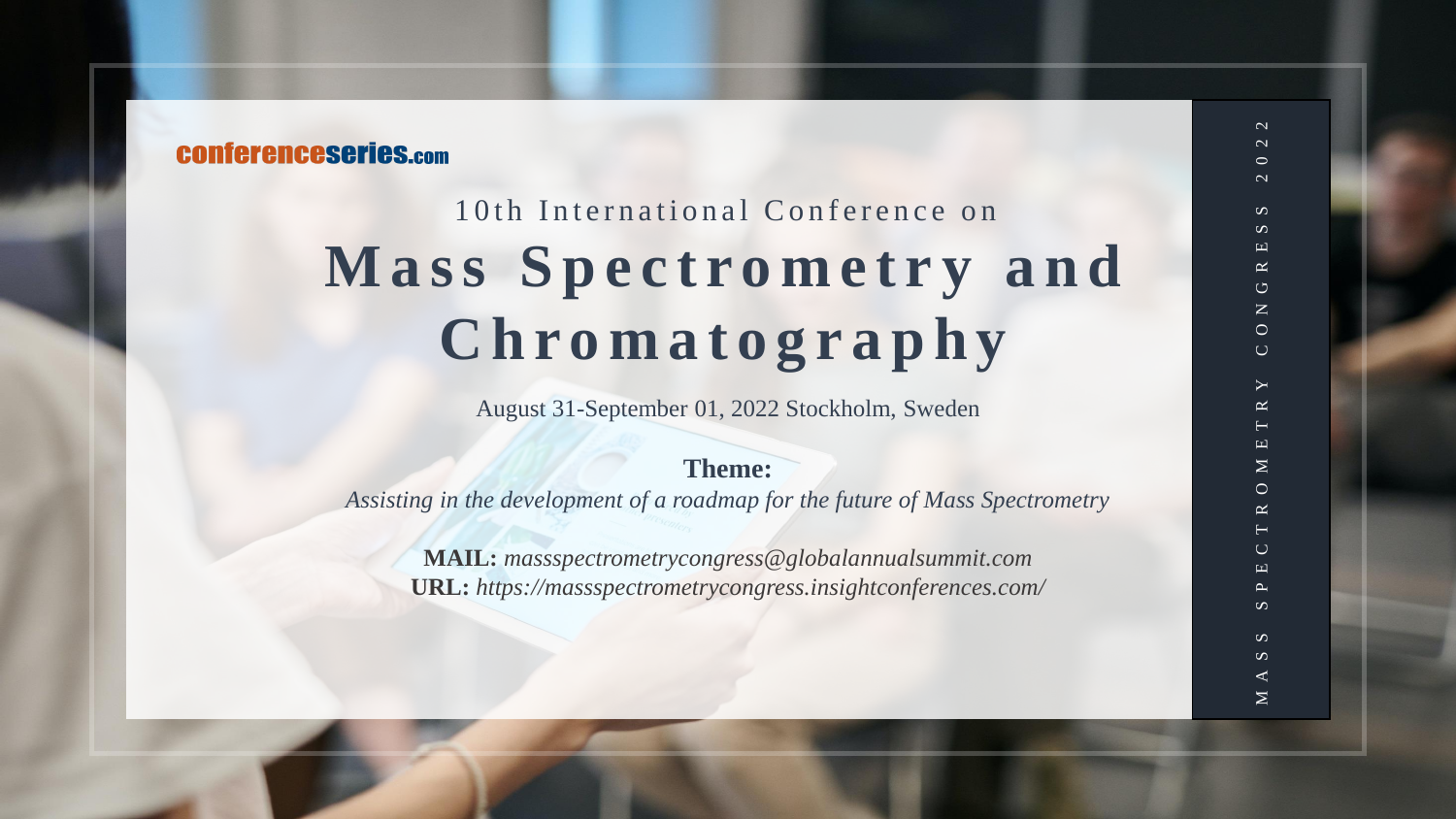conferenceseries.com

10th International Conference on

# Mass Spectrometry and Chromatography

August 31-September 01, 2022 Stockholm, Sweden

**Theme:**

*Assisting in the development of a roadmap for the future of Mass Spectrometry*

**MAIL:** *massspectrometrycongress@globalannualsummit.com*
**URL:** *https://massspectrometrycongress.insightconferences.com/*

MASS SPECTROMETRY CONGRESS 2022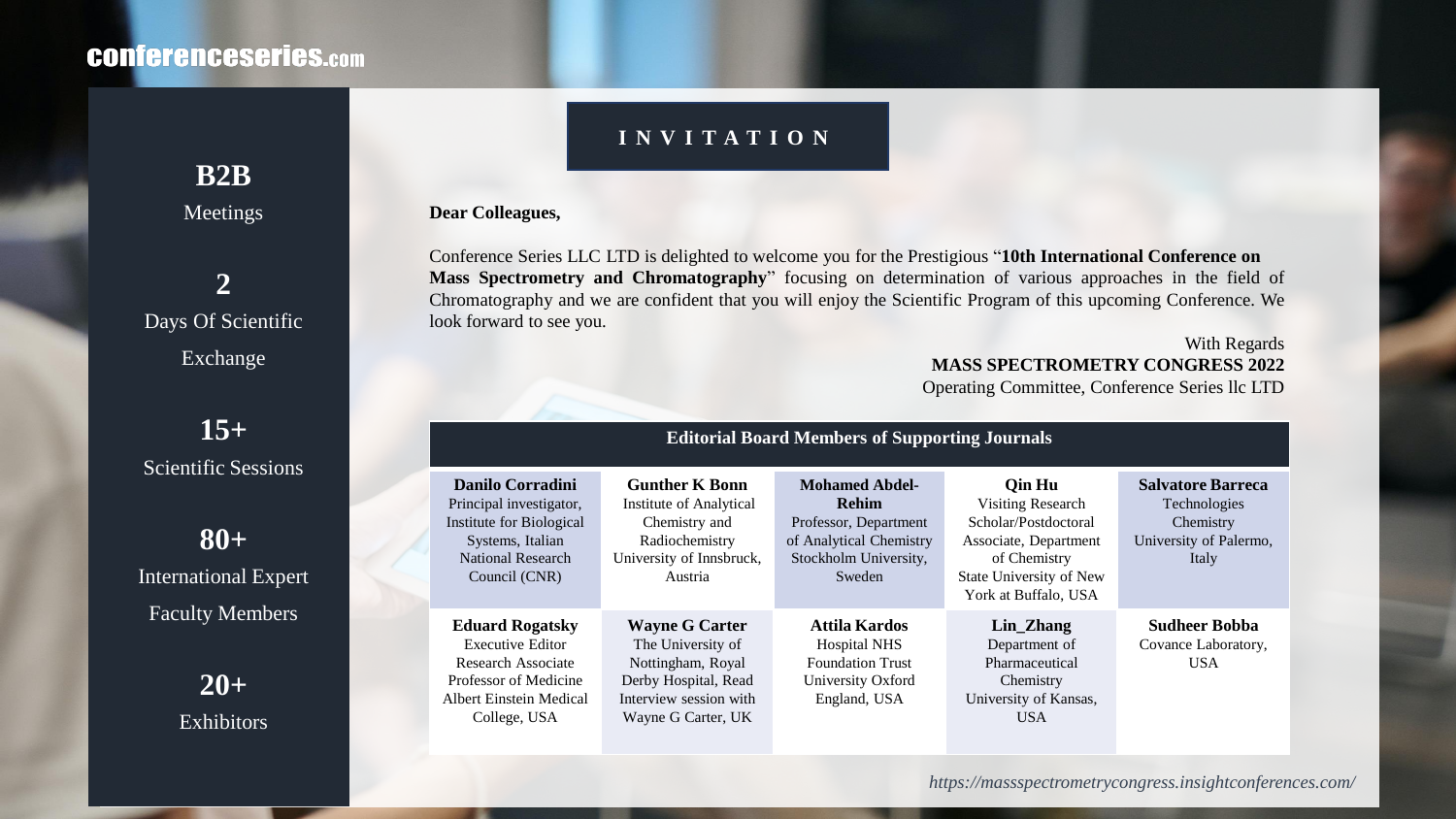conferenceseries.com

**B2B**
Meetings

**2**
Days Of Scientific Exchange

**15+**
Scientific Sessions

**80+**
International Expert Faculty Members

**20+**
Exhibitors

# INVITATION

**Dear Colleagues,**

Conference Series LLC LTD is delighted to welcome you for the Prestigious "**10th International Conference on Mass Spectrometry and Chromatography**" focusing on determination of various approaches in the field of Chromatography and we are confident that you will enjoy the Scientific Program of this upcoming Conference. We look forward to see you.

With Regards
**MASS SPECTROMETRY CONGRESS 2022**
Operating Committee, Conference Series llc LTD

## Editorial Board Members of Supporting Journals

| | | | | |
|---|---|---|---|---|
| **Danilo Corradini** Principal investigator, Institute for Biological Systems, Italian National Research Council (CNR) | **Gunther K Bonn** Institute of Analytical Chemistry and Radiochemistry University of Innsbruck, Austria | **Mohamed Abdel-Rehim** Professor, Department of Analytical Chemistry Stockholm University, Sweden | **Qin Hu** Visiting Research Scholar/Postdoctoral Associate, Department of Chemistry State University of New York at Buffalo, USA | **Salvatore Barreca** Technologies Chemistry University of Palermo, Italy |
| **Eduard Rogatsky** Executive Editor Research Associate Professor of Medicine Albert Einstein Medical College, USA | **Wayne G Carter** The University of Nottingham, Royal Derby Hospital, Read Interview session with Wayne G Carter, UK | **Attila Kardos** Hospital NHS Foundation Trust University Oxford England, USA | **Lin_Zhang** Department of Pharmaceutical Chemistry University of Kansas, USA | **Sudheer Bobba** Covance Laboratory, USA |

*https://massspectrometrycongress.insightconferences.com/*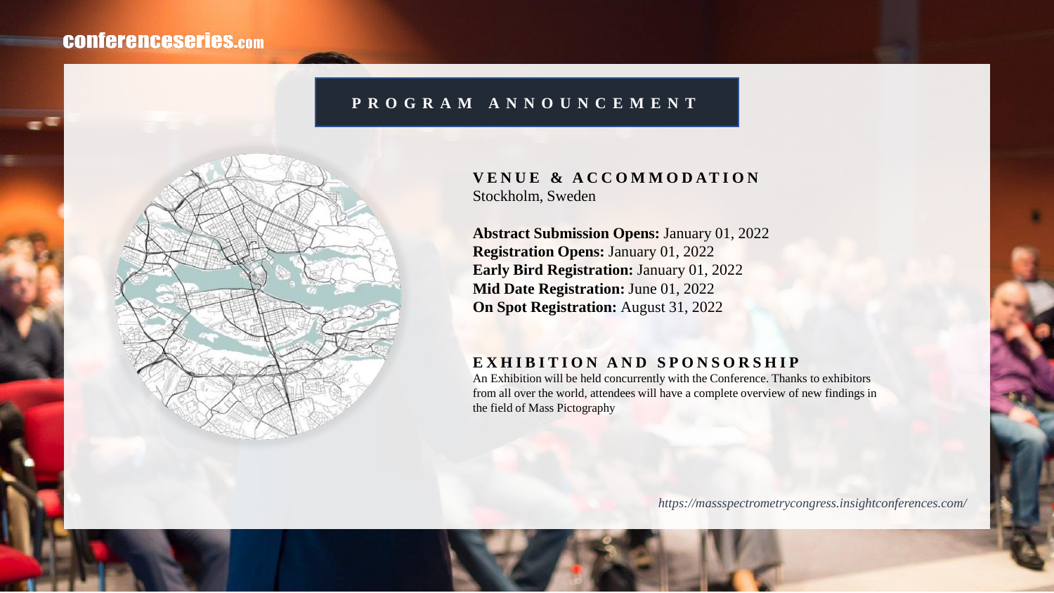# PROGRAM ANNOUNCEMENT

## VENUE & ACCOMMODATION

Stockholm, Sweden

**Abstract Submission Opens:** January 01, 2022
**Registration Opens:** January 01, 2022
**Early Bird Registration:** January 01, 2022
**Mid Date Registration:** June 01, 2022
**On Spot Registration:** August 31, 2022

## EXHIBITION AND SPONSORSHIP

An Exhibition will be held concurrently with the Conference. Thanks to exhibitors from all over the world, attendees will have a complete overview of new findings in the field of Mass Pictography

*https://massspectrometrycongress.insightconferences.com/*